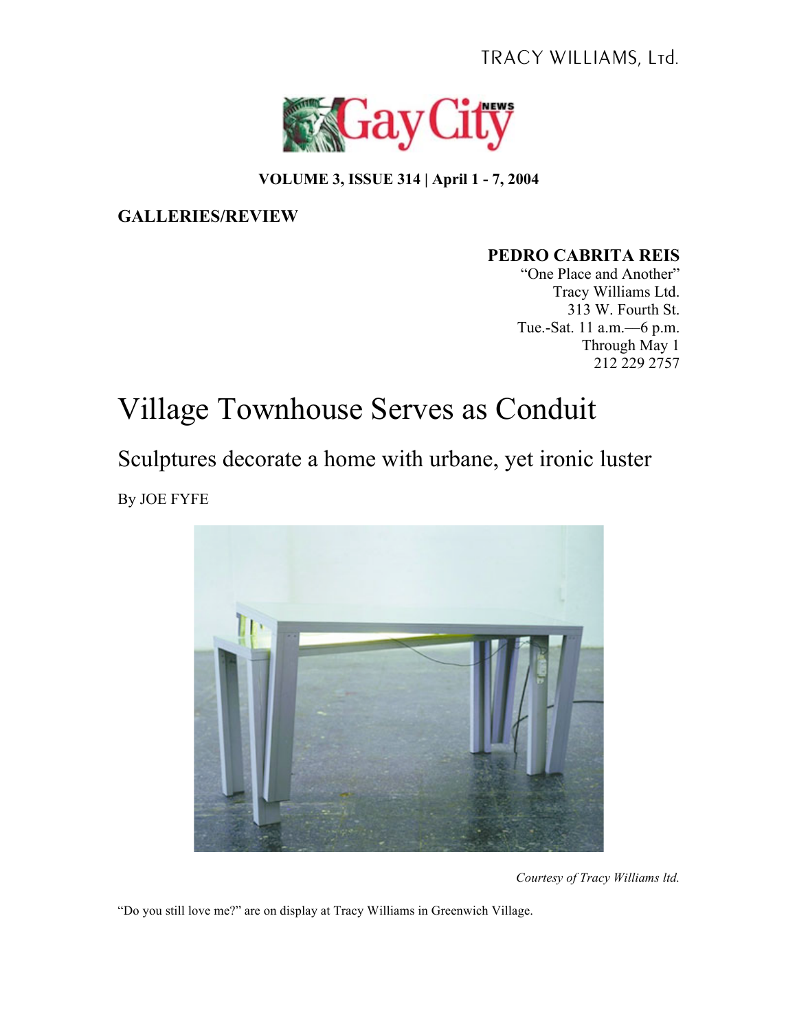TRACY WILLIAMS, Ltd.

Gay City NEWS

**VOLUME 3, ISSUE 314 | April 1 - 7, 2004**

**GALLERIES/REVIEW**

**PEDRO CABRITA REIS**
"One Place and Another"
Tracy Williams Ltd.
313 W. Fourth St.
Tue.-Sat. 11 a.m.—6 p.m.
Through May 1
212 229 2757

# Village Townhouse Serves as Conduit

## Sculptures decorate a home with urbane, yet ironic luster

By JOE FYFE

*Courtesy of Tracy Williams ltd.*

"Do you still love me?" are on display at Tracy Williams in Greenwich Village.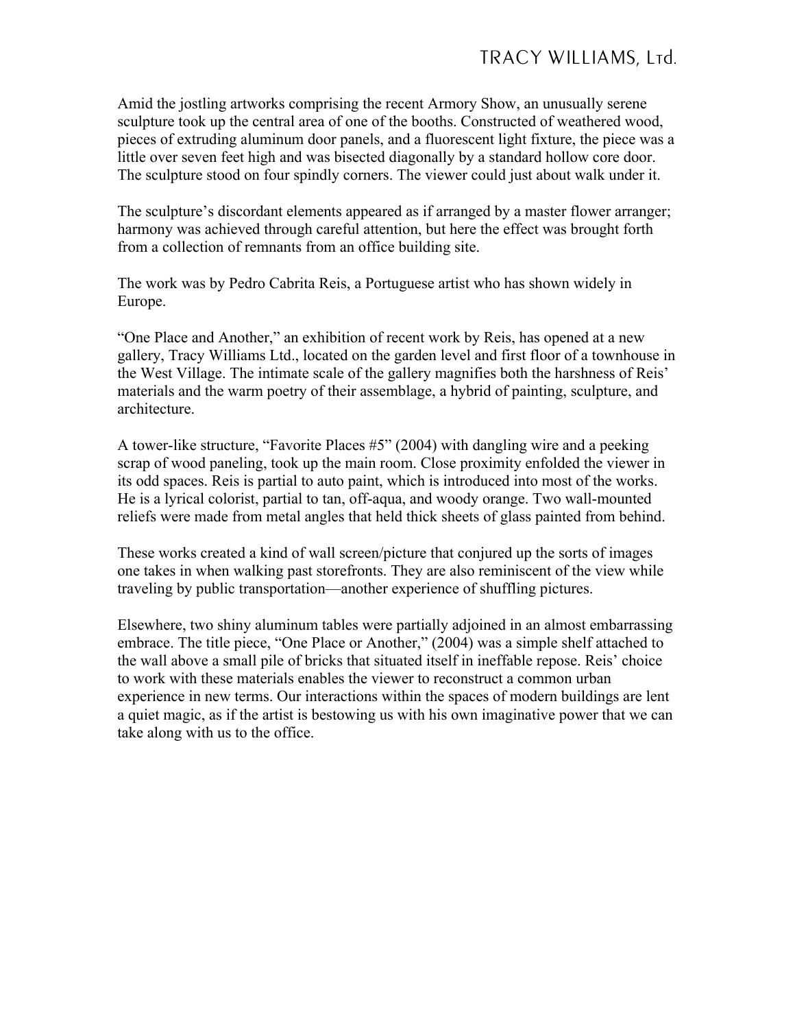Amid the jostling artworks comprising the recent Armory Show, an unusually serene sculpture took up the central area of one of the booths. Constructed of weathered wood, pieces of extruding aluminum door panels, and a fluorescent light fixture, the piece was a little over seven feet high and was bisected diagonally by a standard hollow core door. The sculpture stood on four spindly corners. The viewer could just about walk under it.

The sculpture's discordant elements appeared as if arranged by a master flower arranger; harmony was achieved through careful attention, but here the effect was brought forth from a collection of remnants from an office building site.

The work was by Pedro Cabrita Reis, a Portuguese artist who has shown widely in Europe.

"One Place and Another," an exhibition of recent work by Reis, has opened at a new gallery, Tracy Williams Ltd., located on the garden level and first floor of a townhouse in the West Village. The intimate scale of the gallery magnifies both the harshness of Reis' materials and the warm poetry of their assemblage, a hybrid of painting, sculpture, and architecture.

A tower-like structure, "Favorite Places #5" (2004) with dangling wire and a peeking scrap of wood paneling, took up the main room. Close proximity enfolded the viewer in its odd spaces. Reis is partial to auto paint, which is introduced into most of the works. He is a lyrical colorist, partial to tan, off-aqua, and woody orange. Two wall-mounted reliefs were made from metal angles that held thick sheets of glass painted from behind.

These works created a kind of wall screen/picture that conjured up the sorts of images one takes in when walking past storefronts. They are also reminiscent of the view while traveling by public transportation—another experience of shuffling pictures.

Elsewhere, two shiny aluminum tables were partially adjoined in an almost embarrassing embrace. The title piece, "One Place or Another," (2004) was a simple shelf attached to the wall above a small pile of bricks that situated itself in ineffable repose. Reis' choice to work with these materials enables the viewer to reconstruct a common urban experience in new terms. Our interactions within the spaces of modern buildings are lent a quiet magic, as if the artist is bestowing us with his own imaginative power that we can take along with us to the office.